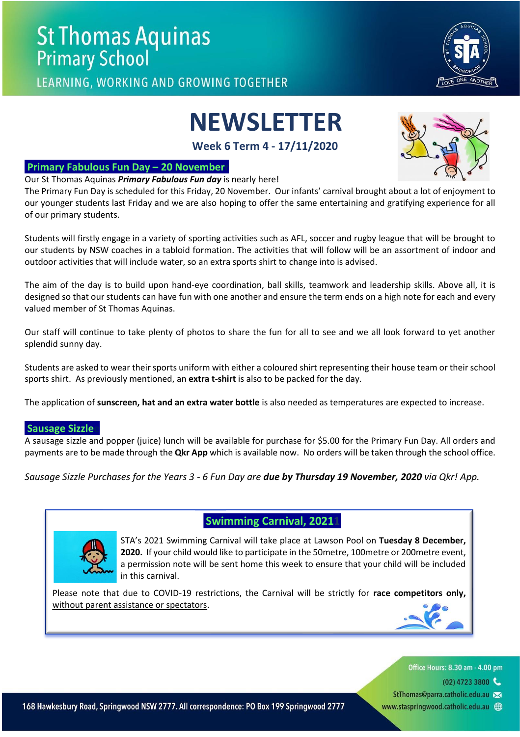# St Thomas Aquinas Primary School

LEARNING, WORKING AND GROWING TOGETHER

# NEWSLETTER

**Week 6 Term 4 - 17/11/2020**

## Primary Fabulous Fun Day – 20 November

Our St Thomas Aquinas ***Primary Fabulous Fun day*** is nearly here!

The Primary Fun Day is scheduled for this Friday, 20 November. Our infants' carnival brought about a lot of enjoyment to our younger students last Friday and we are also hoping to offer the same entertaining and gratifying experience for all of our primary students.

Students will firstly engage in a variety of sporting activities such as AFL, soccer and rugby league that will be brought to our students by NSW coaches in a tabloid formation. The activities that will follow will be an assortment of indoor and outdoor activities that will include water, so an extra sports shirt to change into is advised.

The aim of the day is to build upon hand-eye coordination, ball skills, teamwork and leadership skills. Above all, it is designed so that our students can have fun with one another and ensure the term ends on a high note for each and every valued member of St Thomas Aquinas.

Our staff will continue to take plenty of photos to share the fun for all to see and we all look forward to yet another splendid sunny day.

Students are asked to wear their sports uniform with either a coloured shirt representing their house team or their school sports shirt. As previously mentioned, an **extra t-shirt** is also to be packed for the day.

The application of **sunscreen, hat and an extra water bottle** is also needed as temperatures are expected to increase.

## Sausage Sizzle

A sausage sizzle and popper (juice) lunch will be available for purchase for $5.00 for the Primary Fun Day. All orders and payments are to be made through the **Qkr App** which is available now. No orders will be taken through the school office.

*Sausage Sizzle Purchases for the Years 3 - 6 Fun Day are **due by Thursday 19 November, 2020** via Qkr! App.*

## Swimming Carnival, 2021

STA's 2021 Swimming Carnival will take place at Lawson Pool on **Tuesday 8 December, 2020.** If your child would like to participate in the 50metre, 100metre or 200metre event, a permission note will be sent home this week to ensure that your child will be included in this carnival.

Please note that due to COVID-19 restrictions, the Carnival will be strictly for **race competitors only**, without parent assistance or spectators.

Office Hours: 8.30 am - 4.00 pm
(02) 4723 3800
StThomas@parra.catholic.edu.au
www.staspringwood.catholic.edu.au

168 Hawkesbury Road, Springwood NSW 2777. All correspondence: PO Box 199 Springwood 2777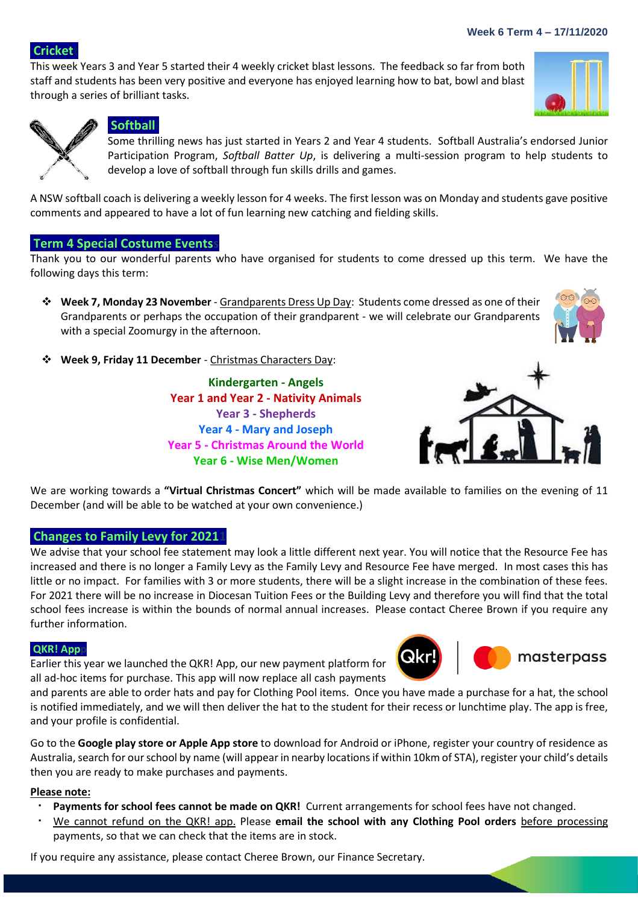## Cricket

This week Years 3 and Year 5 started their 4 weekly cricket blast lessons. The feedback so far from both staff and students has been very positive and everyone has enjoyed learning how to bat, bowl and blast through a series of brilliant tasks.

## Softball

Some thrilling news has just started in Years 2 and Year 4 students. Softball Australia's endorsed Junior Participation Program, *Softball Batter Up*, is delivering a multi-session program to help students to develop a love of softball through fun skills drills and games.

A NSW softball coach is delivering a weekly lesson for 4 weeks. The first lesson was on Monday and students gave positive comments and appeared to have a lot of fun learning new catching and fielding skills.

## Term 4 Special Costume Events

Thank you to our wonderful parents who have organised for students to come dressed up this term. We have the following days this term:

- **Week 7, Monday 23 November** - Grandparents Dress Up Day: Students come dressed as one of their Grandparents or perhaps the occupation of their grandparent - we will celebrate our Grandparents with a special Zoomurgy in the afternoon.
- **Week 9, Friday 11 December** - Christmas Characters Day:

**Kindergarten - Angels**
**Year 1 and Year 2 - Nativity Animals**
**Year 3 - Shepherds**
**Year 4 - Mary and Joseph**
**Year 5 - Christmas Around the World**
**Year 6 - Wise Men/Women**

We are working towards a **"Virtual Christmas Concert"** which will be made available to families on the evening of 11 December (and will be able to be watched at your own convenience.)

## Changes to Family Levy for 2021

We advise that your school fee statement may look a little different next year. You will notice that the Resource Fee has increased and there is no longer a Family Levy as the Family Levy and Resource Fee have merged. In most cases this has little or no impact. For families with 3 or more students, there will be a slight increase in the combination of these fees. For 2021 there will be no increase in Diocesan Tuition Fees or the Building Levy and therefore you will find that the total school fees increase is within the bounds of normal annual increases. Please contact Cheree Brown if you require any further information.

## QKR! App

Earlier this year we launched the QKR! App, our new payment platform for all ad-hoc items for purchase. This app will now replace all cash payments and parents are able to order hats and pay for Clothing Pool items. Once you have made a purchase for a hat, the school is notified immediately, and we will then deliver the hat to the student for their recess or lunchtime play. The app is free, and your profile is confidential.

Go to the **Google play store or Apple App store** to download for Android or iPhone, register your country of residence as Australia, search for our school by name (will appear in nearby locations if within 10km of STA), register your child's details then you are ready to make purchases and payments.

**Please note:**

- **Payments for school fees cannot be made on QKR!** Current arrangements for school fees have not changed.
- We cannot refund on the QKR! app. Please **email the school with any Clothing Pool orders** before processing payments, so that we can check that the items are in stock.

If you require any assistance, please contact Cheree Brown, our Finance Secretary.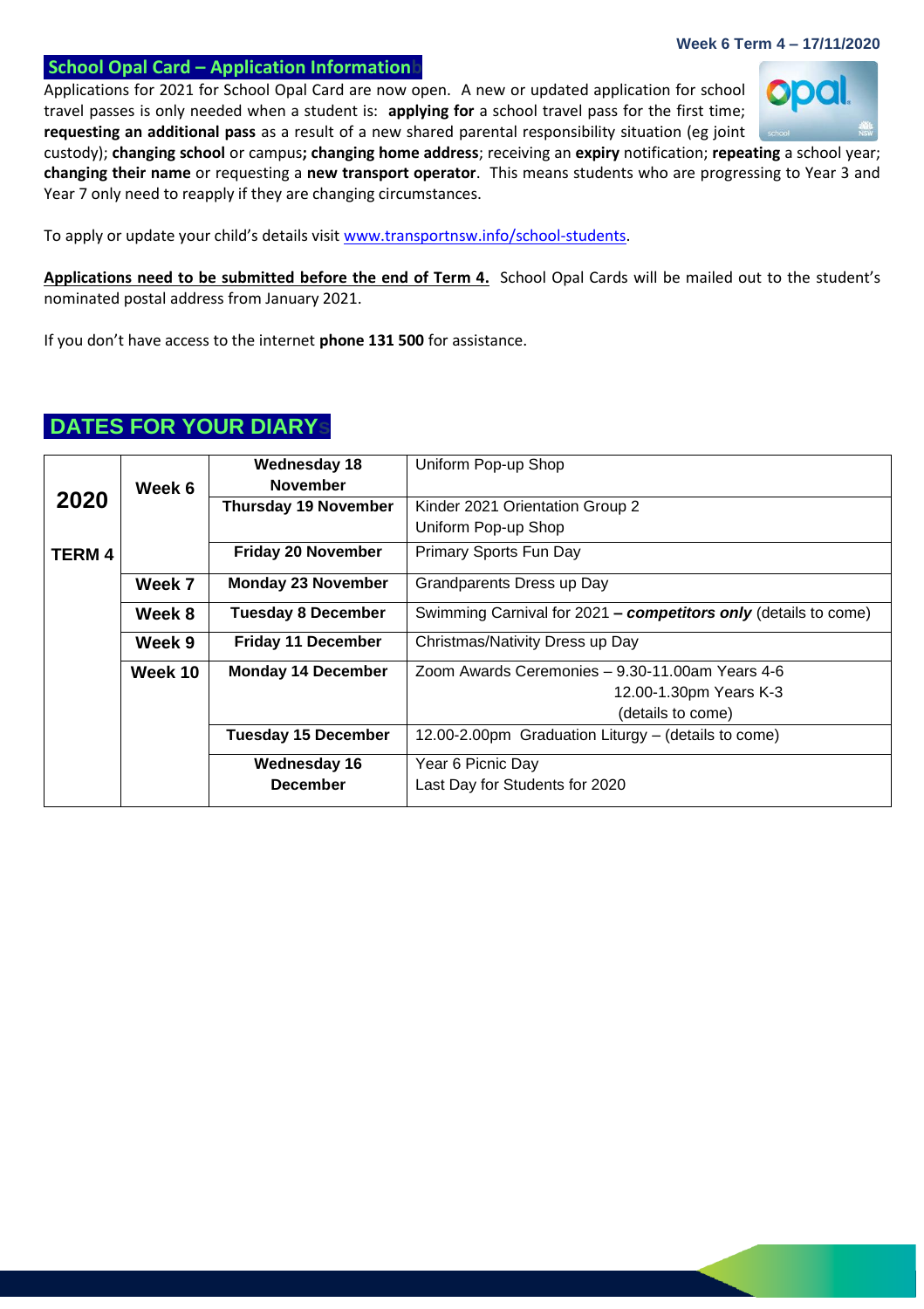## School Opal Card – Application Information

Applications for 2021 for School Opal Card are now open. A new or updated application for school travel passes is only needed when a student is: **applying for** a school travel pass for the first time; **requesting an additional pass** as a result of a new shared parental responsibility situation (eg joint custody); **changing school** or campus**; changing home address**; receiving an **expiry** notification; **repeating** a school year; **changing their name** or requesting a **new transport operator**. This means students who are progressing to Year 3 and Year 7 only need to reapply if they are changing circumstances.

To apply or update your child's details visit www.transportnsw.info/school-students.

**Applications need to be submitted before the end of Term 4.** School Opal Cards will be mailed out to the student's nominated postal address from January 2021.

If you don't have access to the internet **phone 131 500** for assistance.

## DATES FOR YOUR DIARY

| | | | |
|---|---|---|---|
| **2020 TERM 4** | **Week 6** | **Wednesday 18 November** | Uniform Pop-up Shop |
| | | **Thursday 19 November** | Kinder 2021 Orientation Group 2<br>Uniform Pop-up Shop |
| | | **Friday 20 November** | Primary Sports Fun Day |
| | **Week 7** | **Monday 23 November** | Grandparents Dress up Day |
| | **Week 8** | **Tuesday 8 December** | Swimming Carnival for 2021 **– *competitors only*** (details to come) |
| | **Week 9** | **Friday 11 December** | Christmas/Nativity Dress up Day |
| | **Week 10** | **Monday 14 December** | Zoom Awards Ceremonies – 9.30-11.00am Years 4-6<br>12.00-1.30pm Years K-3<br>(details to come) |
| | | **Tuesday 15 December** | 12.00-2.00pm Graduation Liturgy – (details to come) |
| | | **Wednesday 16 December** | Year 6 Picnic Day<br>Last Day for Students for 2020 |